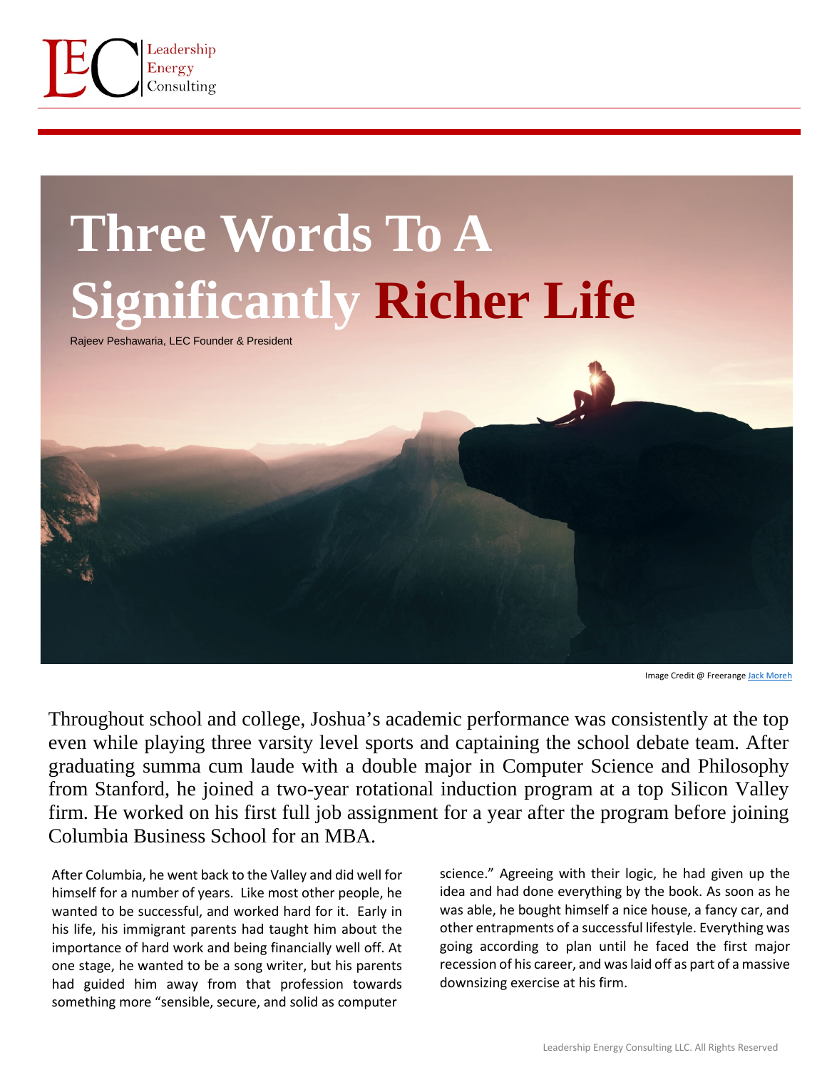# Three Words To A Significantly Richer Life

Rajeev Peshawaria, LEC Founder & President

Image Credit @ Freerange Jack Moreh

Throughout school and college, Joshua's academic performance was consistently at the top even while playing three varsity level sports and captaining the school debate team. After graduating summa cum laude with a double major in Computer Science and Philosophy from Stanford, he joined a two-year rotational induction program at a top Silicon Valley firm. He worked on his first full job assignment for a year after the program before joining Columbia Business School for an MBA.

After Columbia, he went back to the Valley and did well for himself for a number of years. Like most other people, he wanted to be successful, and worked hard for it. Early in his life, his immigrant parents had taught him about the importance of hard work and being financially well off. At one stage, he wanted to be a song writer, but his parents had guided him away from that profession towards something more "sensible, secure, and solid as computer science." Agreeing with their logic, he had given up the idea and had done everything by the book. As soon as he was able, he bought himself a nice house, a fancy car, and other entrapments of a successful lifestyle. Everything was going according to plan until he faced the first major recession of his career, and was laid off as part of a massive downsizing exercise at his firm.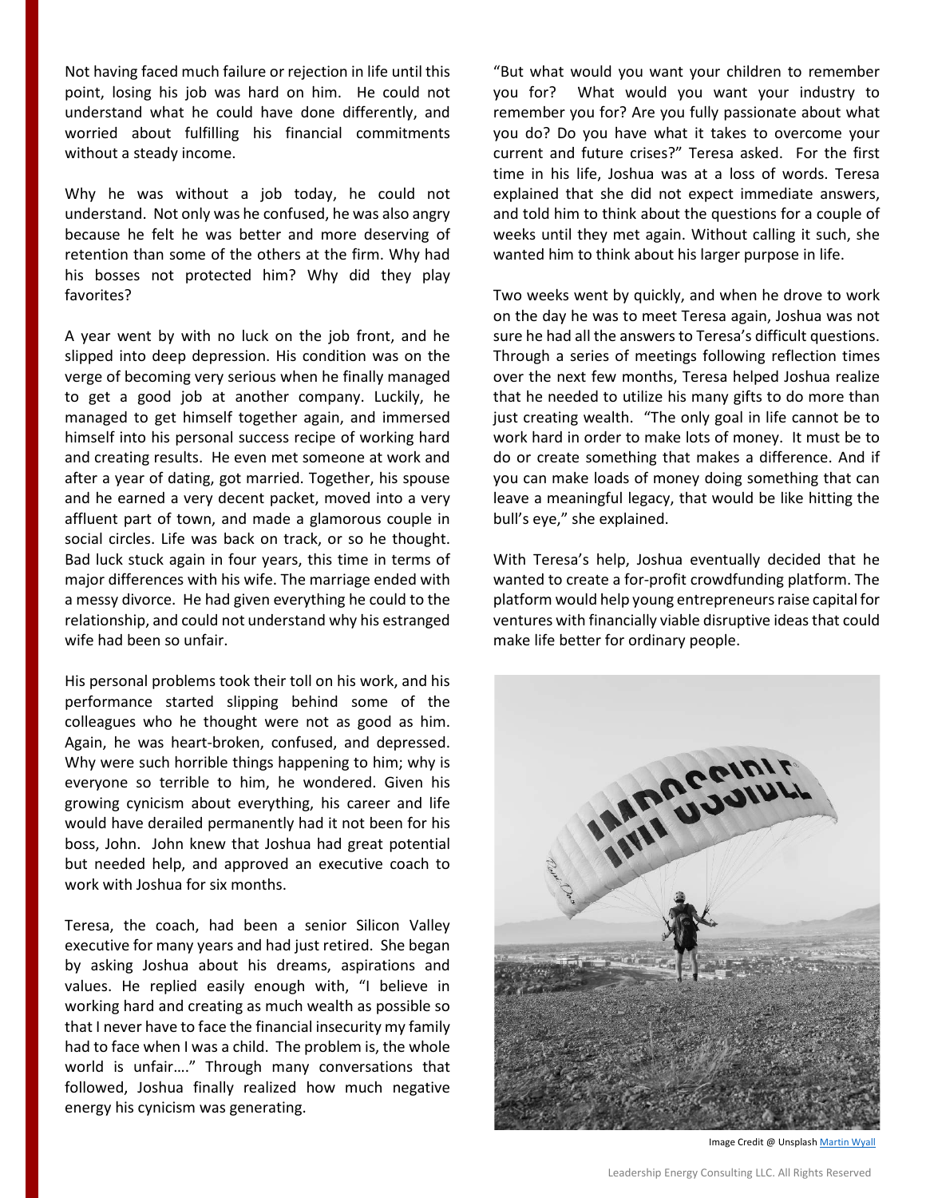Not having faced much failure or rejection in life until this point, losing his job was hard on him. He could not understand what he could have done differently, and worried about fulfilling his financial commitments without a steady income.

Why he was without a job today, he could not understand. Not only was he confused, he was also angry because he felt he was better and more deserving of retention than some of the others at the firm. Why had his bosses not protected him? Why did they play favorites?

A year went by with no luck on the job front, and he slipped into deep depression. His condition was on the verge of becoming very serious when he finally managed to get a good job at another company. Luckily, he managed to get himself together again, and immersed himself into his personal success recipe of working hard and creating results. He even met someone at work and after a year of dating, got married. Together, his spouse and he earned a very decent packet, moved into a very affluent part of town, and made a glamorous couple in social circles. Life was back on track, or so he thought. Bad luck stuck again in four years, this time in terms of major differences with his wife. The marriage ended with a messy divorce. He had given everything he could to the relationship, and could not understand why his estranged wife had been so unfair.

His personal problems took their toll on his work, and his performance started slipping behind some of the colleagues who he thought were not as good as him. Again, he was heart-broken, confused, and depressed. Why were such horrible things happening to him; why is everyone so terrible to him, he wondered. Given his growing cynicism about everything, his career and life would have derailed permanently had it not been for his boss, John. John knew that Joshua had great potential but needed help, and approved an executive coach to work with Joshua for six months.

Teresa, the coach, had been a senior Silicon Valley executive for many years and had just retired. She began by asking Joshua about his dreams, aspirations and values. He replied easily enough with, "I believe in working hard and creating as much wealth as possible so that I never have to face the financial insecurity my family had to face when I was a child. The problem is, the whole world is unfair…." Through many conversations that followed, Joshua finally realized how much negative energy his cynicism was generating.

"But what would you want your children to remember you for? What would you want your industry to remember you for? Are you fully passionate about what you do? Do you have what it takes to overcome your current and future crises?" Teresa asked. For the first time in his life, Joshua was at a loss of words. Teresa explained that she did not expect immediate answers, and told him to think about the questions for a couple of weeks until they met again. Without calling it such, she wanted him to think about his larger purpose in life.

Two weeks went by quickly, and when he drove to work on the day he was to meet Teresa again, Joshua was not sure he had all the answers to Teresa's difficult questions. Through a series of meetings following reflection times over the next few months, Teresa helped Joshua realize that he needed to utilize his many gifts to do more than just creating wealth. "The only goal in life cannot be to work hard in order to make lots of money. It must be to do or create something that makes a difference. And if you can make loads of money doing something that can leave a meaningful legacy, that would be like hitting the bull's eye," she explained.

With Teresa's help, Joshua eventually decided that he wanted to create a for-profit crowdfunding platform. The platform would help young entrepreneurs raise capital for ventures with financially viable disruptive ideas that could make life better for ordinary people.

Image Credit @ Unsplash Martin Wyall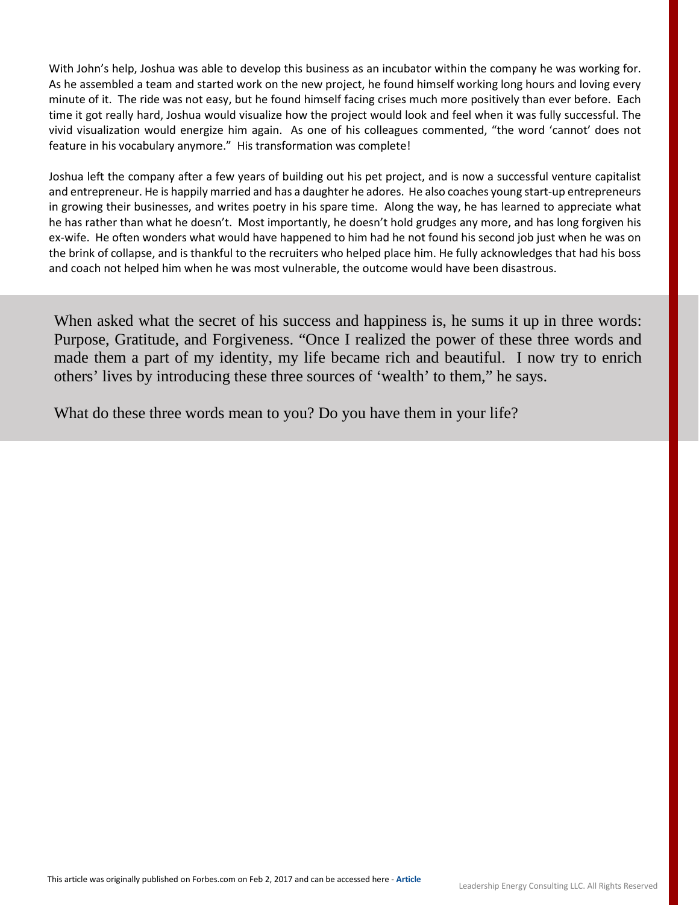With John's help, Joshua was able to develop this business as an incubator within the company he was working for. As he assembled a team and started work on the new project, he found himself working long hours and loving every minute of it. The ride was not easy, but he found himself facing crises much more positively than ever before. Each time it got really hard, Joshua would visualize how the project would look and feel when it was fully successful. The vivid visualization would energize him again. As one of his colleagues commented, "the word 'cannot' does not feature in his vocabulary anymore." His transformation was complete!

Joshua left the company after a few years of building out his pet project, and is now a successful venture capitalist and entrepreneur. He is happily married and has a daughter he adores. He also coaches young start-up entrepreneurs in growing their businesses, and writes poetry in his spare time. Along the way, he has learned to appreciate what he has rather than what he doesn't. Most importantly, he doesn't hold grudges any more, and has long forgiven his ex-wife. He often wonders what would have happened to him had he not found his second job just when he was on the brink of collapse, and is thankful to the recruiters who helped place him. He fully acknowledges that had his boss and coach not helped him when he was most vulnerable, the outcome would have been disastrous.

When asked what the secret of his success and happiness is, he sums it up in three words: Purpose, Gratitude, and Forgiveness. "Once I realized the power of these three words and made them a part of my identity, my life became rich and beautiful. I now try to enrich others' lives by introducing these three sources of 'wealth' to them," he says.

What do these three words mean to you? Do you have them in your life?

This article was originally published on Forbes.com on Feb 2, 2017 and can be accessed here - **Article**